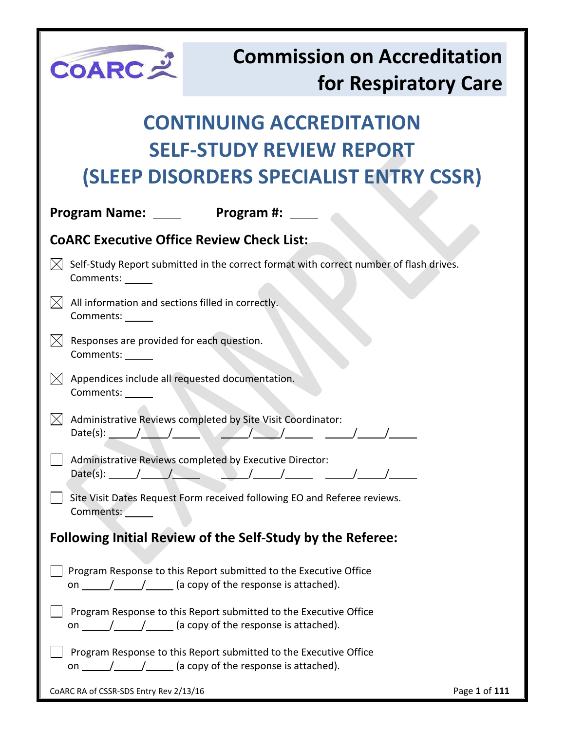# Commission on Accreditation for Respiratory Care

# CONTINUING ACCREDITATION SELF-STUDY REVIEW REPORT (SLEEP DISORDERS SPECIALIST ENTRY CSSR)

**Program Name:** ____ **Program #:** ____

## CoARC Executive Office Review Check List:

☒ Self-Study Report submitted in the correct format with correct number of flash drives.
Comments: ____

☒ All information and sections filled in correctly.
Comments: ____

☒ Responses are provided for each question.
Comments: ____

☒ Appendices include all requested documentation.
Comments: ____

☒ Administrative Reviews completed by Site Visit Coordinator:
Date(s): ____/____/____ ____/____/____ ____/____/____

☐ Administrative Reviews completed by Executive Director:
Date(s): ____/____/____ ____/____/____ ____/____/____

☐ Site Visit Dates Request Form received following EO and Referee reviews.
Comments: ____

## Following Initial Review of the Self-Study by the Referee:

☐ Program Response to this Report submitted to the Executive Office on ____/____/____ (a copy of the response is attached).

☐ Program Response to this Report submitted to the Executive Office on ____/____/____ (a copy of the response is attached).

☐ Program Response to this Report submitted to the Executive Office on ____/____/____ (a copy of the response is attached).

CoARC RA of CSSR-SDS Entry Rev 2/13/16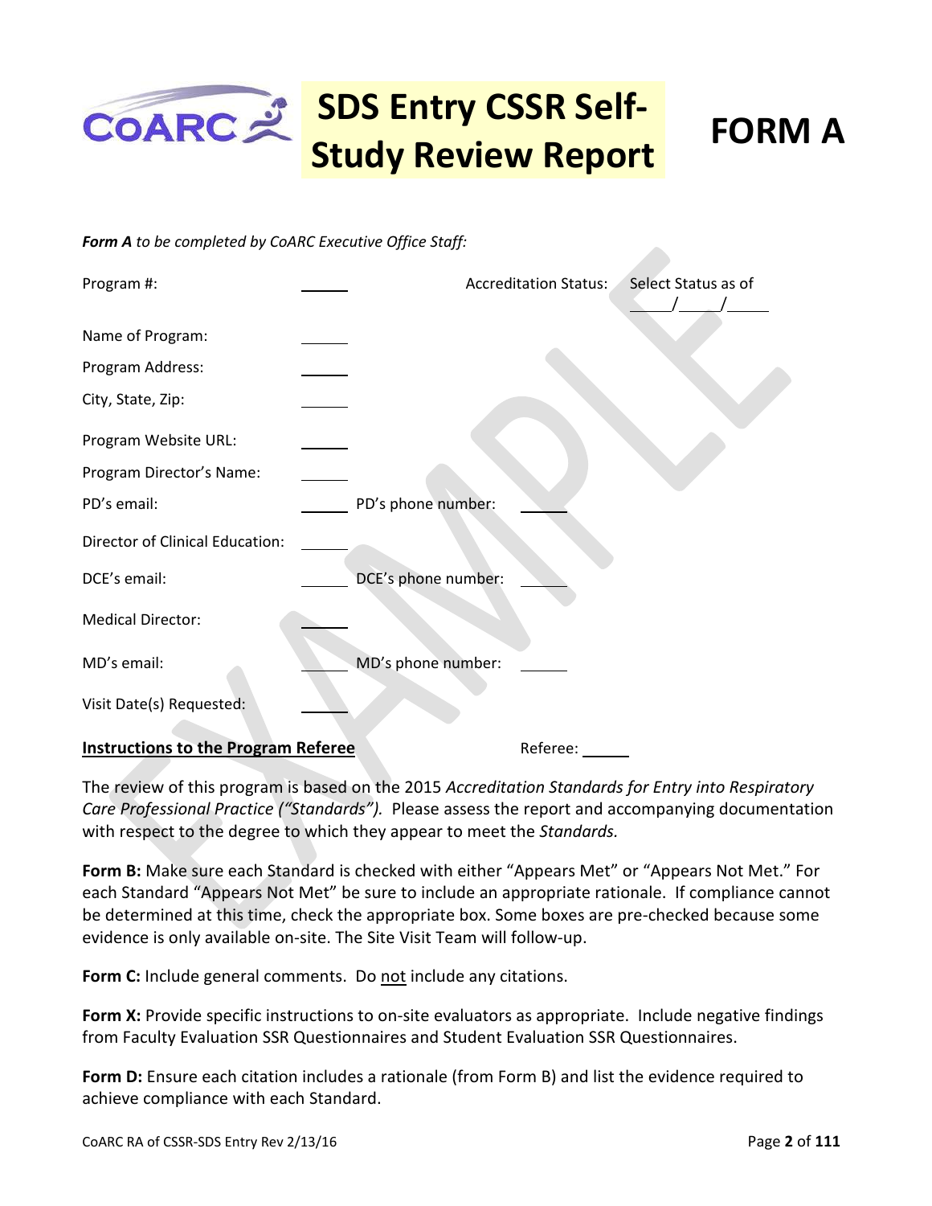# SDS Entry CSSR Self-Study Review Report

# FORM A

***Form A*** *to be completed by CoARC Executive Office Staff:*

Program #: ______ Accreditation Status: Select Status as of ____/____/____

Name of Program: ______

Program Address: ______

City, State, Zip: ______

Program Website URL: ______

Program Director's Name: ______

PD's email: ______ PD's phone number: ______

Director of Clinical Education: ______

DCE's email: ______ DCE's phone number: ______

Medical Director: ______

MD's email: ______ MD's phone number: ______

Visit Date(s) Requested: ______

**Instructions to the Program Referee** Referee: ______

The review of this program is based on the 2015 *Accreditation Standards for Entry into Respiratory Care Professional Practice ("Standards").* Please assess the report and accompanying documentation with respect to the degree to which they appear to meet the *Standards.*

**Form B:** Make sure each Standard is checked with either "Appears Met" or "Appears Not Met." For each Standard "Appears Not Met" be sure to include an appropriate rationale. If compliance cannot be determined at this time, check the appropriate box. Some boxes are pre-checked because some evidence is only available on-site. The Site Visit Team will follow-up.

**Form C:** Include general comments. Do not include any citations.

**Form X:** Provide specific instructions to on-site evaluators as appropriate. Include negative findings from Faculty Evaluation SSR Questionnaires and Student Evaluation SSR Questionnaires.

**Form D:** Ensure each citation includes a rationale (from Form B) and list the evidence required to achieve compliance with each Standard.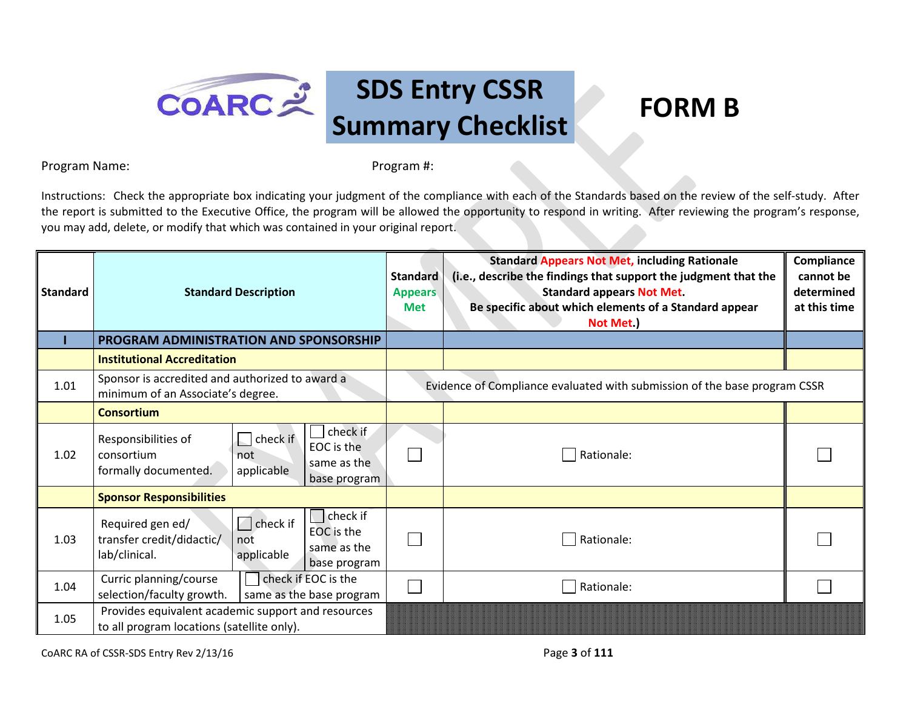# SDS Entry CSSR Summary Checklist

# FORM B

Program Name: Program #:

Instructions: Check the appropriate box indicating your judgment of the compliance with each of the Standards based on the review of the self-study. After the report is submitted to the Executive Office, the program will be allowed the opportunity to respond in writing. After reviewing the program's response, you may add, delete, or modify that which was contained in your original report.

| Standard | Standard Description | | | Standard Appears Met | Standard Appears Not Met, including Rationale (i.e., describe the findings that support the judgment that the Standard appears Not Met. Be specific about which elements of a Standard appear Not Met.) | Compliance cannot be determined at this time |
|---|---|---|---|---|---|---|
| **I** | **PROGRAM ADMINISTRATION AND SPONSORSHIP** | | | | | |
| | **Institutional Accreditation** | | | | | |
| 1.01 | Sponsor is accredited and authorized to award a minimum of an Associate's degree. | | | Evidence of Compliance evaluated with submission of the base program CSSR | | |
| | **Consortium** | | | | | |
| 1.02 | Responsibilities of consortium formally documented. | ☐ check if not applicable | ☐ check if EOC is the same as the base program | ☐ | ☐ Rationale: | ☐ |
| | **Sponsor Responsibilities** | | | | | |
| 1.03 | Required gen ed/ transfer credit/didactic/ lab/clinical. | ☐ check if not applicable | ☐ check if EOC is the same as the base program | ☐ | ☐ Rationale: | ☐ |
| 1.04 | Curric planning/course selection/faculty growth. | ☐ check if EOC is the same as the base program | | ☐ | ☐ Rationale: | ☐ |
| 1.05 | Provides equivalent academic support and resources to all program locations (satellite only). | | | | | |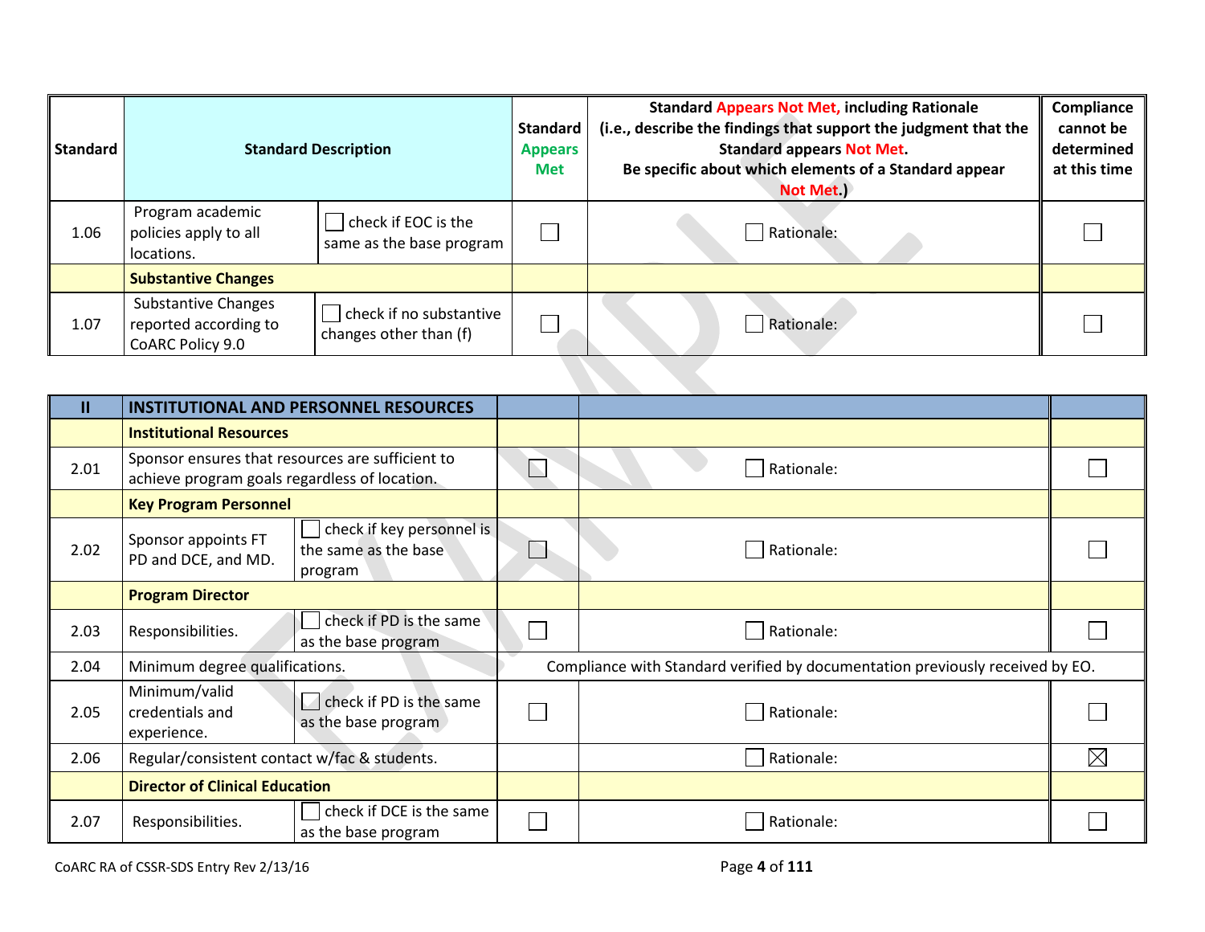| Standard | Standard Description | | Standard Appears Met | Standard Appears Not Met, including Rationale (i.e., describe the findings that support the judgment that the Standard appears Not Met. Be specific about which elements of a Standard appear Not Met.) | Compliance cannot be determined at this time |
|---|---|---|---|---|---|
| 1.06 | Program academic policies apply to all locations. | ☐ check if EOC is the same as the base program | ☐ | ☐ Rationale: | ☐ |
| | **Substantive Changes** | | | | |
| 1.07 | Substantive Changes reported according to CoARC Policy 9.0 | ☐ check if no substantive changes other than (f) | ☐ | ☐ Rationale: | ☐ |

| II | INSTITUTIONAL AND PERSONNEL RESOURCES | | | | |
|---|---|---|---|---|---|
| | **Institutional Resources** | | | | |
| 2.01 | Sponsor ensures that resources are sufficient to achieve program goals regardless of location. | | ☐ | ☐ Rationale: | ☐ |
| | **Key Program Personnel** | | | | |
| 2.02 | Sponsor appoints FT PD and DCE, and MD. | ☐ check if key personnel is the same as the base program | ☐ | ☐ Rationale: | ☐ |
| | **Program Director** | | | | |
| 2.03 | Responsibilities. | ☐ check if PD is the same as the base program | ☐ | ☐ Rationale: | ☐ |
| 2.04 | Minimum degree qualifications. | | Compliance with Standard verified by documentation previously received by EO. | | |
| 2.05 | Minimum/valid credentials and experience. | ☐ check if PD is the same as the base program | ☐ | ☐ Rationale: | ☐ |
| 2.06 | Regular/consistent contact w/fac & students. | | | ☐ Rationale: | ☒ |
| | **Director of Clinical Education** | | | | |
| 2.07 | Responsibilities. | ☐ check if DCE is the same as the base program | ☐ | ☐ Rationale: | ☐ |

CoARC RA of CSSR-SDS Entry Rev 2/13/16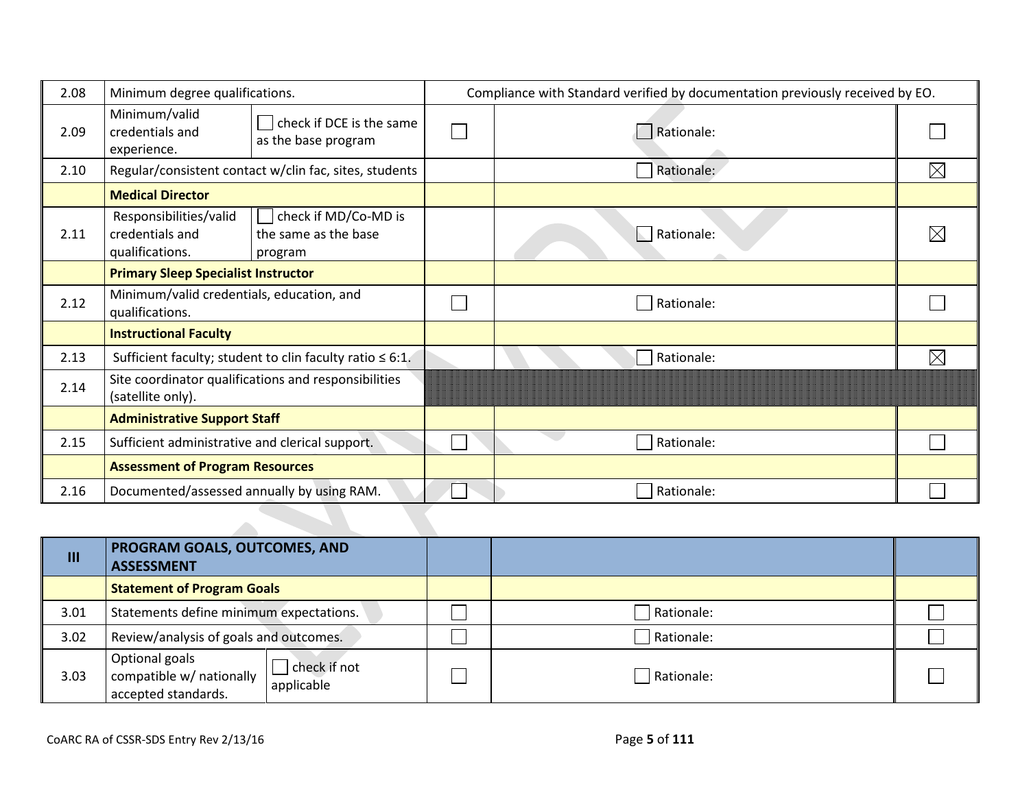| | | | | | |
|---|---|---|---|---|---|
| 2.08 | Minimum degree qualifications. | | Compliance with Standard verified by documentation previously received by EO. | | |
| 2.09 | Minimum/valid credentials and experience. | ☐ check if DCE is the same as the base program | ☐ | ☐ Rationale: | ☐ |
| 2.10 | Regular/consistent contact w/clin fac, sites, students | | | ☐ Rationale: | ☒ |
| | **Medical Director** | | | | |
| 2.11 | Responsibilities/valid credentials and qualifications. | ☐ check if MD/Co-MD is the same as the base program | | ☐ Rationale: | ☒ |
| | **Primary Sleep Specialist Instructor** | | | | |
| 2.12 | Minimum/valid credentials, education, and qualifications. | | ☐ | ☐ Rationale: | ☐ |
| | **Instructional Faculty** | | | | |
| 2.13 | Sufficient faculty; student to clin faculty ratio ≤ 6:1. | | | ☐ Rationale: | ☒ |
| 2.14 | Site coordinator qualifications and responsibilities (satellite only). | | | | |
| | **Administrative Support Staff** | | | | |
| 2.15 | Sufficient administrative and clerical support. | | ☐ | ☐ Rationale: | ☐ |
| | **Assessment of Program Resources** | | | | |
| 2.16 | Documented/assessed annually by using RAM. | | ☐ | ☐ Rationale: | ☐ |

| | | | | | |
|---|---|---|---|---|---|
| **III** | **PROGRAM GOALS, OUTCOMES, AND ASSESSMENT** | | | | |
| | **Statement of Program Goals** | | | | |
| 3.01 | Statements define minimum expectations. | | ☐ | ☐ Rationale: | ☐ |
| 3.02 | Review/analysis of goals and outcomes. | | ☐ | ☐ Rationale: | ☐ |
| 3.03 | Optional goals compatible w/ nationally accepted standards. | ☐ check if not applicable | ☐ | ☐ Rationale: | ☐ |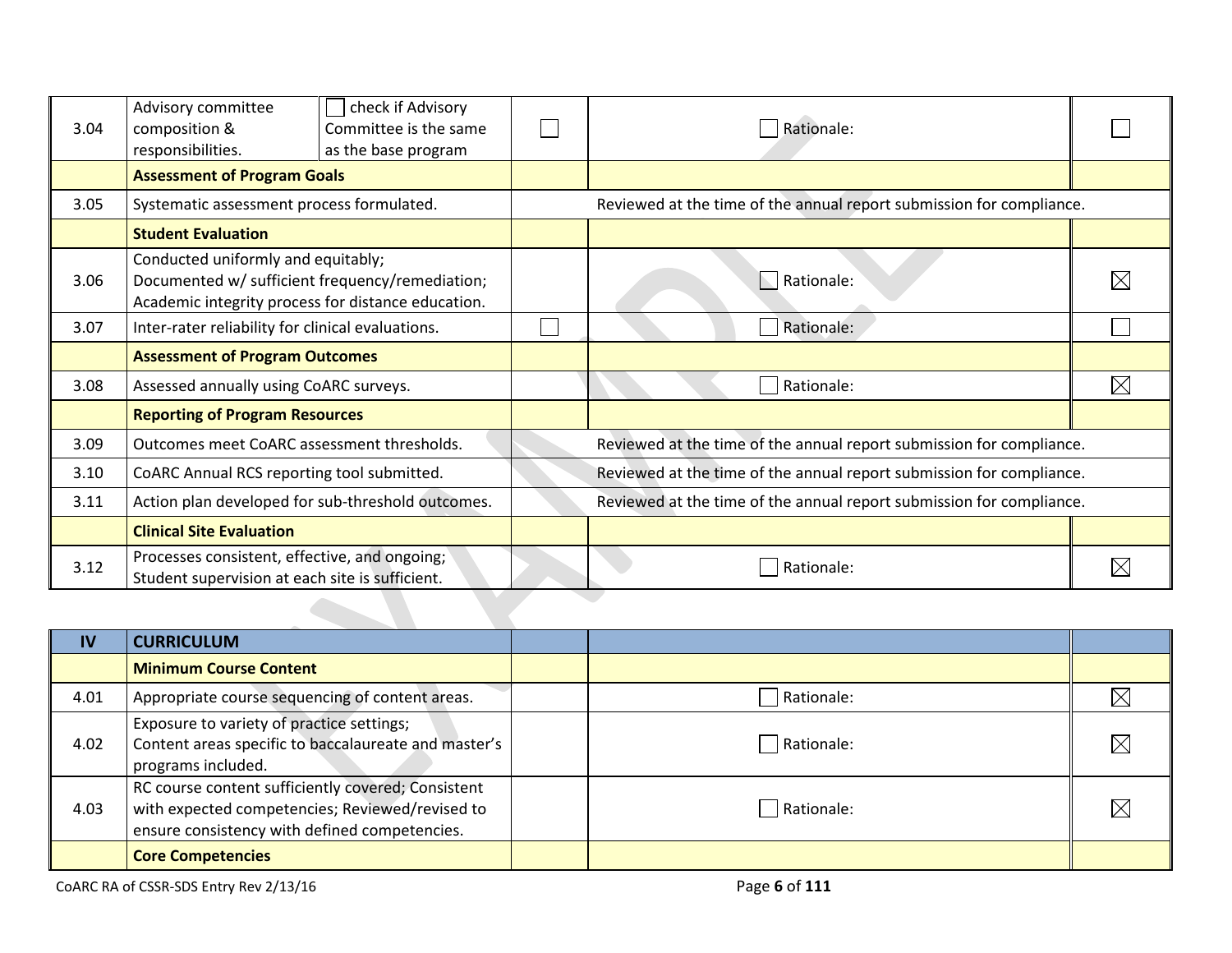| | | | | | |
|---|---|---|---|---|---|
| 3.04 | Advisory committee composition & responsibilities. | ☐ check if Advisory Committee is the same as the base program | ☐ | ☐ Rationale: | ☐ |
| | **Assessment of Program Goals** | | | | |
| 3.05 | Systematic assessment process formulated. | | Reviewed at the time of the annual report submission for compliance. | | |
| | **Student Evaluation** | | | | |
| 3.06 | Conducted uniformly and equitably; Documented w/ sufficient frequency/remediation; Academic integrity process for distance education. | | | ☐ Rationale: | ☒ |
| 3.07 | Inter-rater reliability for clinical evaluations. | | ☐ | ☐ Rationale: | ☐ |
| | **Assessment of Program Outcomes** | | | | |
| 3.08 | Assessed annually using CoARC surveys. | | | ☐ Rationale: | ☒ |
| | **Reporting of Program Resources** | | | | |
| 3.09 | Outcomes meet CoARC assessment thresholds. | | Reviewed at the time of the annual report submission for compliance. | | |
| 3.10 | CoARC Annual RCS reporting tool submitted. | | Reviewed at the time of the annual report submission for compliance. | | |
| 3.11 | Action plan developed for sub-threshold outcomes. | | Reviewed at the time of the annual report submission for compliance. | | |
| | **Clinical Site Evaluation** | | | | |
| 3.12 | Processes consistent, effective, and ongoing; Student supervision at each site is sufficient. | | | ☐ Rationale: | ☒ |

| IV | CURRICULUM | | | |
|---|---|---|---|---|
| | **Minimum Course Content** | | | |
| 4.01 | Appropriate course sequencing of content areas. | | ☐ Rationale: | ☒ |
| 4.02 | Exposure to variety of practice settings; Content areas specific to baccalaureate and master's programs included. | | ☐ Rationale: | ☒ |
| 4.03 | RC course content sufficiently covered; Consistent with expected competencies; Reviewed/revised to ensure consistency with defined competencies. | | ☐ Rationale: | ☒ |
| | **Core Competencies** | | | |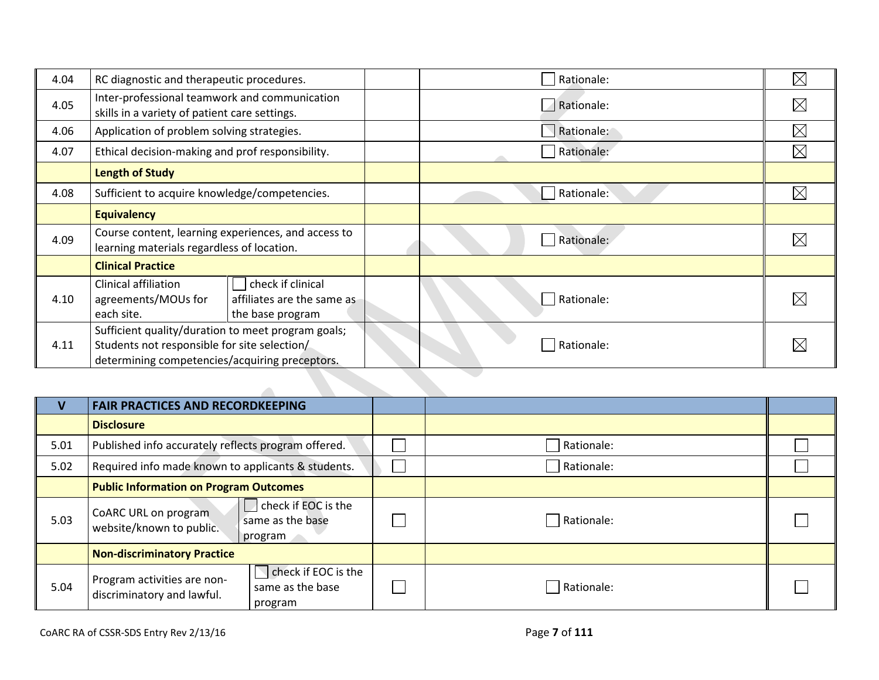| | | | | |
|---|---|---|---|---|
| 4.04 | RC diagnostic and therapeutic procedures. | | ☐ Rationale: | ☒ |
| 4.05 | Inter-professional teamwork and communication skills in a variety of patient care settings. | | ☐ Rationale: | ☒ |
| 4.06 | Application of problem solving strategies. | | ☐ Rationale: | ☒ |
| 4.07 | Ethical decision-making and prof responsibility. | | ☐ Rationale: | ☒ |
| | **Length of Study** | | | |
| 4.08 | Sufficient to acquire knowledge/competencies. | | ☐ Rationale: | ☒ |
| | **Equivalency** | | | |
| 4.09 | Course content, learning experiences, and access to learning materials regardless of location. | | ☐ Rationale: | ☒ |
| | **Clinical Practice** | | | |
| 4.10 | Clinical affiliation agreements/MOUs for each site. ☐ check if clinical affiliates are the same as the base program | | ☐ Rationale: | ☒ |
| 4.11 | Sufficient quality/duration to meet program goals; Students not responsible for site selection/ determining competencies/acquiring preceptors. | | ☐ Rationale: | ☒ |

| V | FAIR PRACTICES AND RECORDKEEPING | | | |
|---|---|---|---|---|
| | **Disclosure** | | | |
| 5.01 | Published info accurately reflects program offered. | ☐ | ☐ Rationale: | ☐ |
| 5.02 | Required info made known to applicants & students. | ☐ | ☐ Rationale: | ☐ |
| | **Public Information on Program Outcomes** | | | |
| 5.03 | CoARC URL on program website/known to public. ☐ check if EOC is the same as the base program | ☐ | ☐ Rationale: | ☐ |
| | **Non-discriminatory Practice** | | | |
| 5.04 | Program activities are non-discriminatory and lawful. ☐ check if EOC is the same as the base program | ☐ | ☐ Rationale: | ☐ |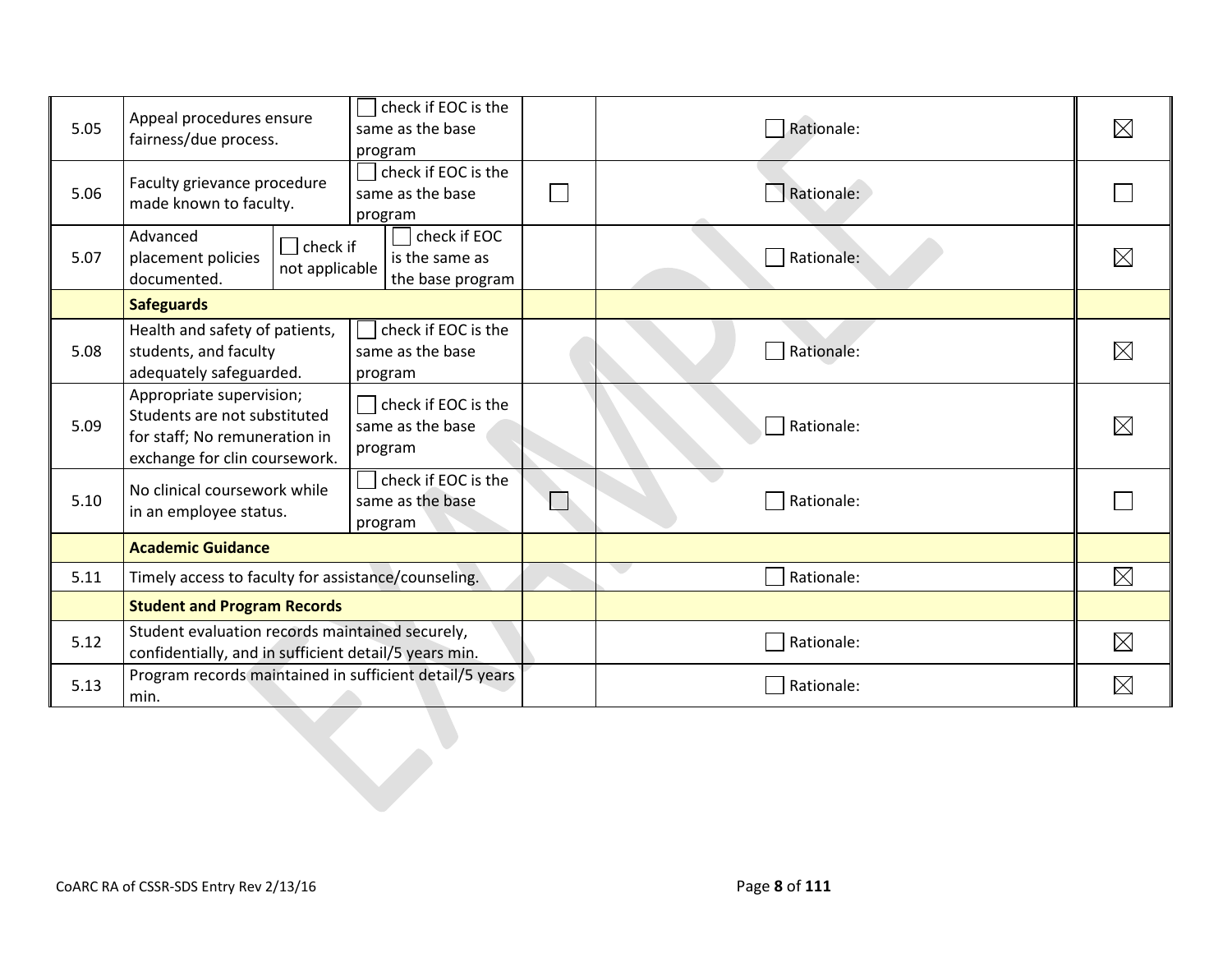| | | | | | |
|---|---|---|---|---|---|
| 5.05 | Appeal procedures ensure fairness/due process. | ☐ check if EOC is the same as the base program | | ☐ Rationale: | ☒ |
| 5.06 | Faculty grievance procedure made known to faculty. | ☐ check if EOC is the same as the base program | ☐ | ☐ Rationale: | ☐ |
| 5.07 | Advanced placement policies documented. ☐ check if not applicable | ☐ check if EOC is the same as the base program | | ☐ Rationale: | ☒ |
| | **Safeguards** | | | | |
| 5.08 | Health and safety of patients, students, and faculty adequately safeguarded. | ☐ check if EOC is the same as the base program | | ☐ Rationale: | ☒ |
| 5.09 | Appropriate supervision; Students are not substituted for staff; No remuneration in exchange for clin coursework. | ☐ check if EOC is the same as the base program | | ☐ Rationale: | ☒ |
| 5.10 | No clinical coursework while in an employee status. | ☐ check if EOC is the same as the base program | ☐ | ☐ Rationale: | ☐ |
| | **Academic Guidance** | | | | |
| 5.11 | Timely access to faculty for assistance/counseling. | | | ☐ Rationale: | ☒ |
| | **Student and Program Records** | | | | |
| 5.12 | Student evaluation records maintained securely, confidentially, and in sufficient detail/5 years min. | | | ☐ Rationale: | ☒ |
| 5.13 | Program records maintained in sufficient detail/5 years min. | | | ☐ Rationale: | ☒ |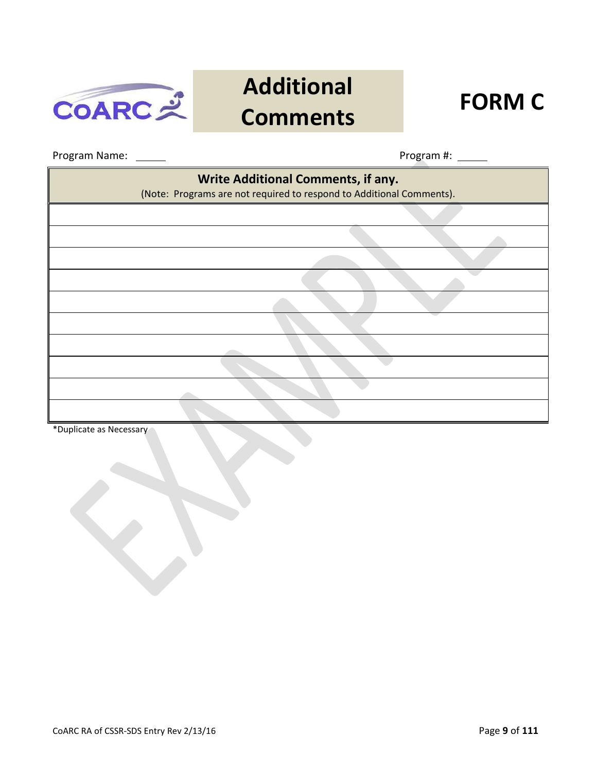# Additional Comments

# FORM C

Program Name: ______ Program #: ______

| **Write Additional Comments, if any.**<br>(Note: Programs are not required to respond to Additional Comments). |
|---|
| |
| |
| |
| |
| |
| |
| |
| |
| |
| |

*Duplicate as Necessary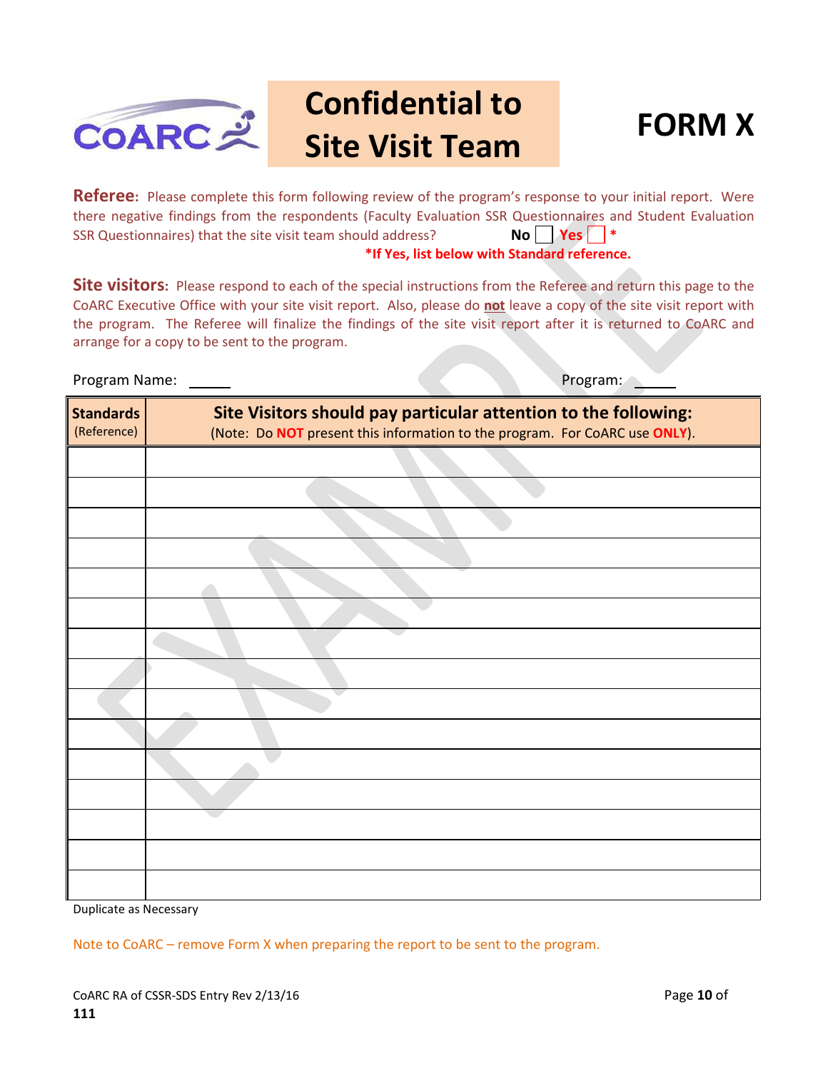# Confidential to Site Visit Team

# FORM X

**Referee:** Please complete this form following review of the program's response to your initial report. Were there negative findings from the respondents (Faculty Evaluation SSR Questionnaires and Student Evaluation SSR Questionnaires) that the site visit team should address? **No** ☐ **Yes** ☐ *

***If Yes, list below with Standard reference.**

**Site visitors:** Please respond to each of the special instructions from the Referee and return this page to the CoARC Executive Office with your site visit report. Also, please do **not** leave a copy of the site visit report with the program. The Referee will finalize the findings of the site visit report after it is returned to CoARC and arrange for a copy to be sent to the program.

Program Name: _____ Program: _____

| **Standards** (Reference) | **Site Visitors should pay particular attention to the following:** (Note: Do **NOT** present this information to the program. For CoARC use **ONLY**). |
|---|---|
| | |
| | |
| | |
| | |
| | |
| | |
| | |
| | |
| | |
| | |
| | |
| | |
| | |
| | |
| | |

Duplicate as Necessary

Note to CoARC – remove Form X when preparing the report to be sent to the program.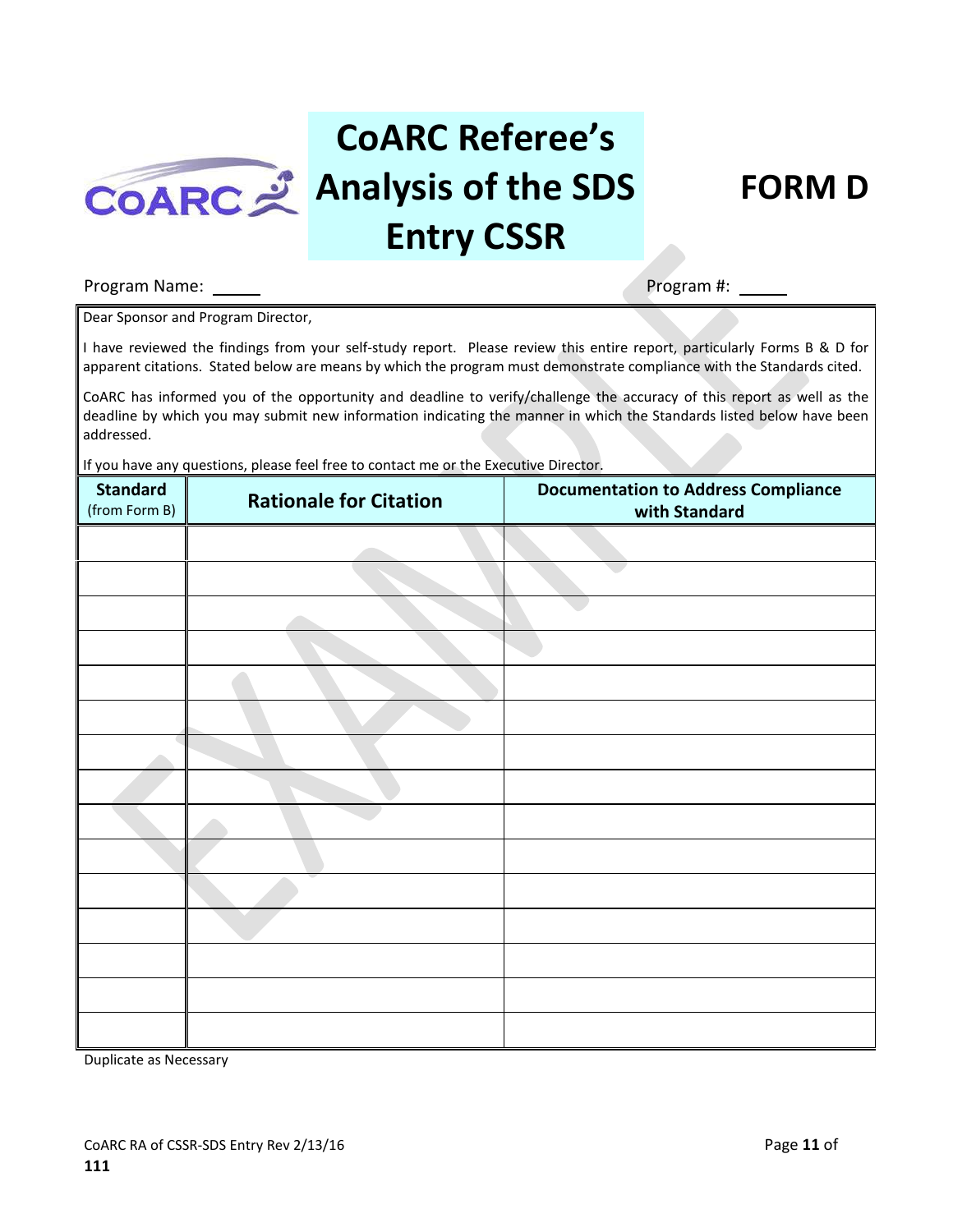# CoARC Referee's Analysis of the SDS Entry CSSR

# FORM D

Program Name: \_\_\_\_\_ Program #: \_\_\_\_\_

Dear Sponsor and Program Director,

I have reviewed the findings from your self-study report. Please review this entire report, particularly Forms B & D for apparent citations. Stated below are means by which the program must demonstrate compliance with the Standards cited.

CoARC has informed you of the opportunity and deadline to verify/challenge the accuracy of this report as well as the deadline by which you may submit new information indicating the manner in which the Standards listed below have been addressed.

If you have any questions, please feel free to contact me or the Executive Director.

| **Standard** (from Form B) | **Rationale for Citation** | **Documentation to Address Compliance with Standard** |
|---|---|---|
| | | |
| | | |
| | | |
| | | |
| | | |
| | | |
| | | |
| | | |
| | | |
| | | |
| | | |
| | | |
| | | |
| | | |
| | | |

Duplicate as Necessary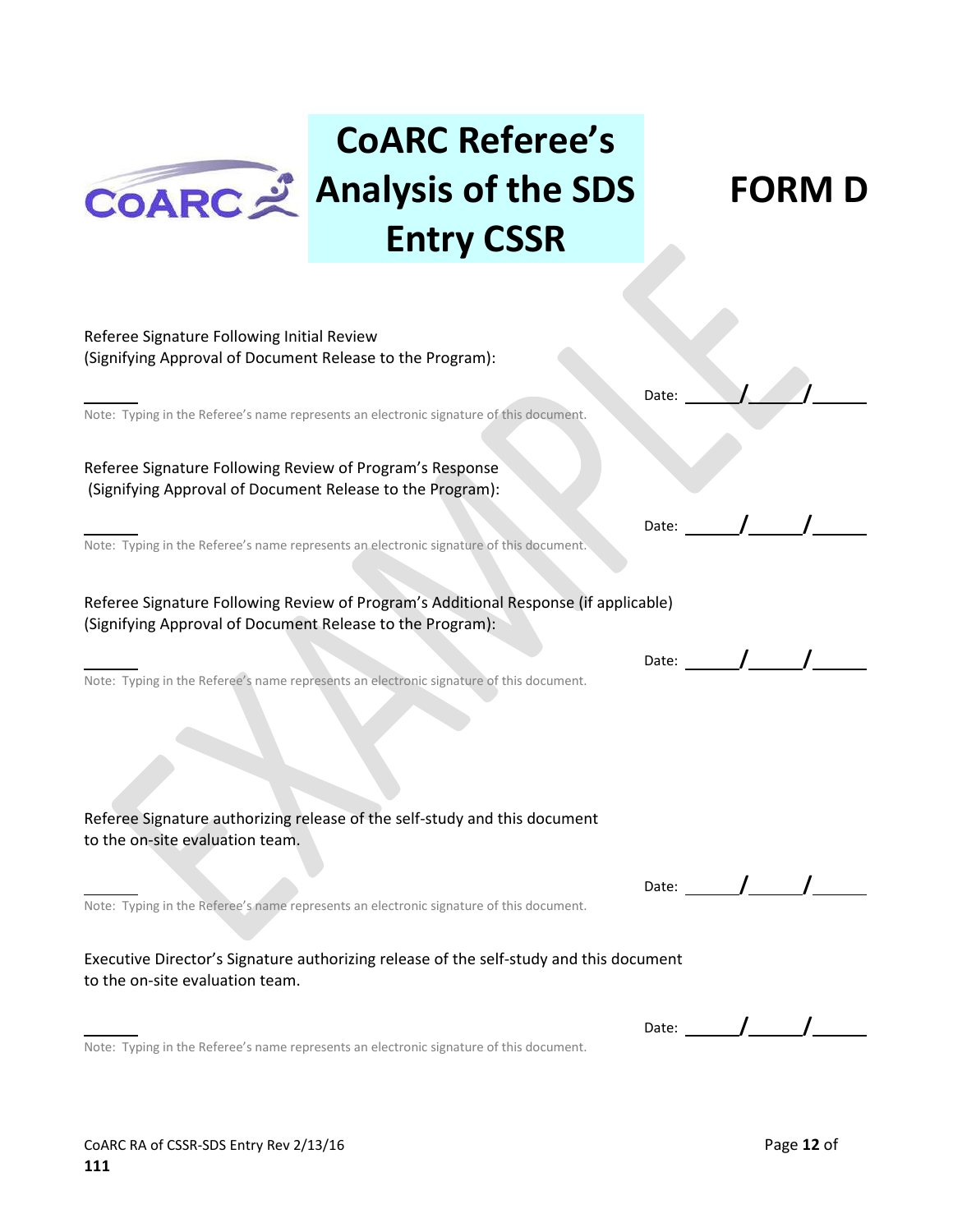# CoARC Referee's Analysis of the SDS Entry CSSR

# FORM D

Referee Signature Following Initial Review
(Signifying Approval of Document Release to the Program):

______ Date: ______/______/______

Note: Typing in the Referee's name represents an electronic signature of this document.

Referee Signature Following Review of Program's Response
(Signifying Approval of Document Release to the Program):

______ Date: ______/______/______

Note: Typing in the Referee's name represents an electronic signature of this document.

Referee Signature Following Review of Program's Additional Response (if applicable)
(Signifying Approval of Document Release to the Program):

______ Date: ______/______/______

Note: Typing in the Referee's name represents an electronic signature of this document.

Referee Signature authorizing release of the self-study and this document to the on-site evaluation team.

______ Date: ______/______/______

Note: Typing in the Referee's name represents an electronic signature of this document.

Executive Director's Signature authorizing release of the self-study and this document to the on-site evaluation team.

______ Date: ______/______/______

Note: Typing in the Referee's name represents an electronic signature of this document.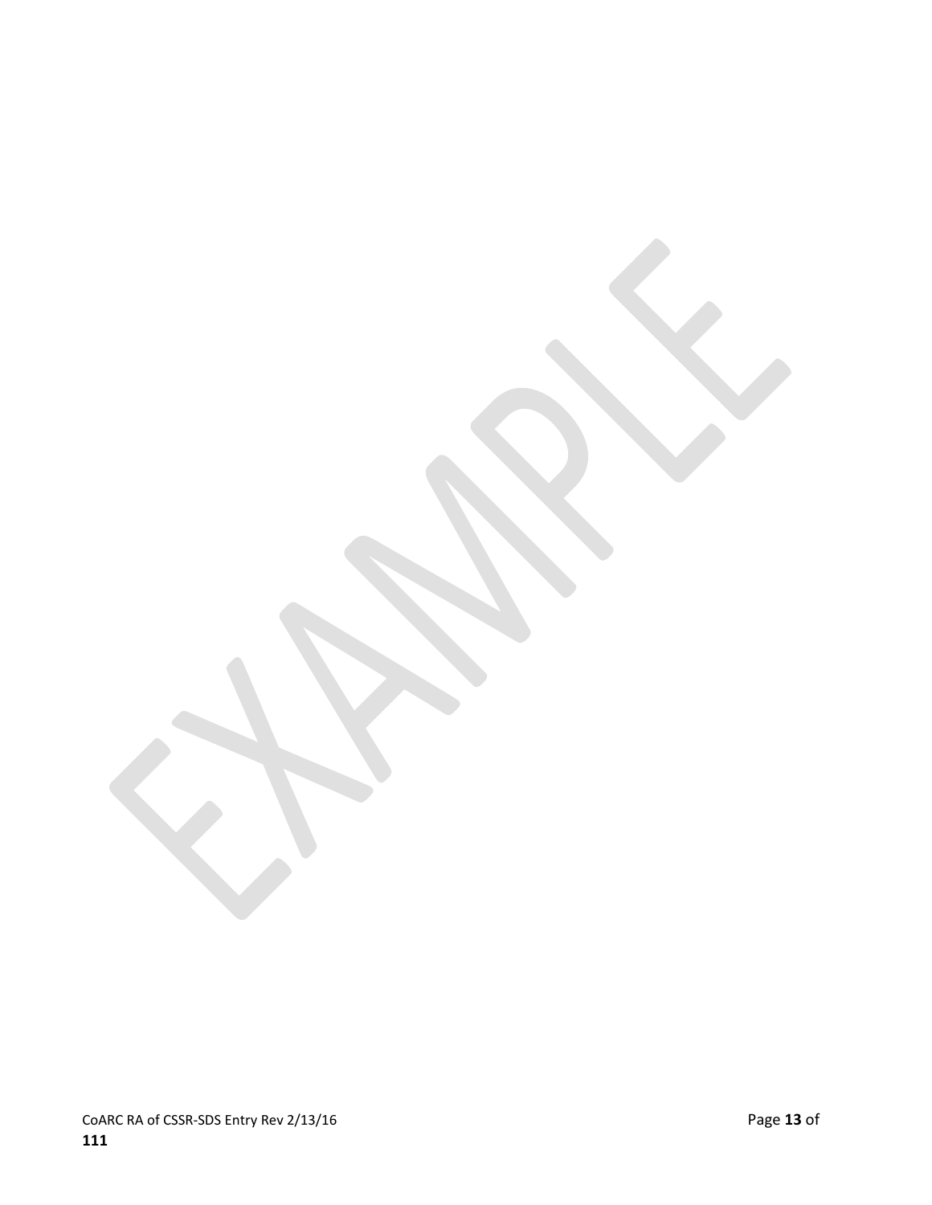EXAMPLE